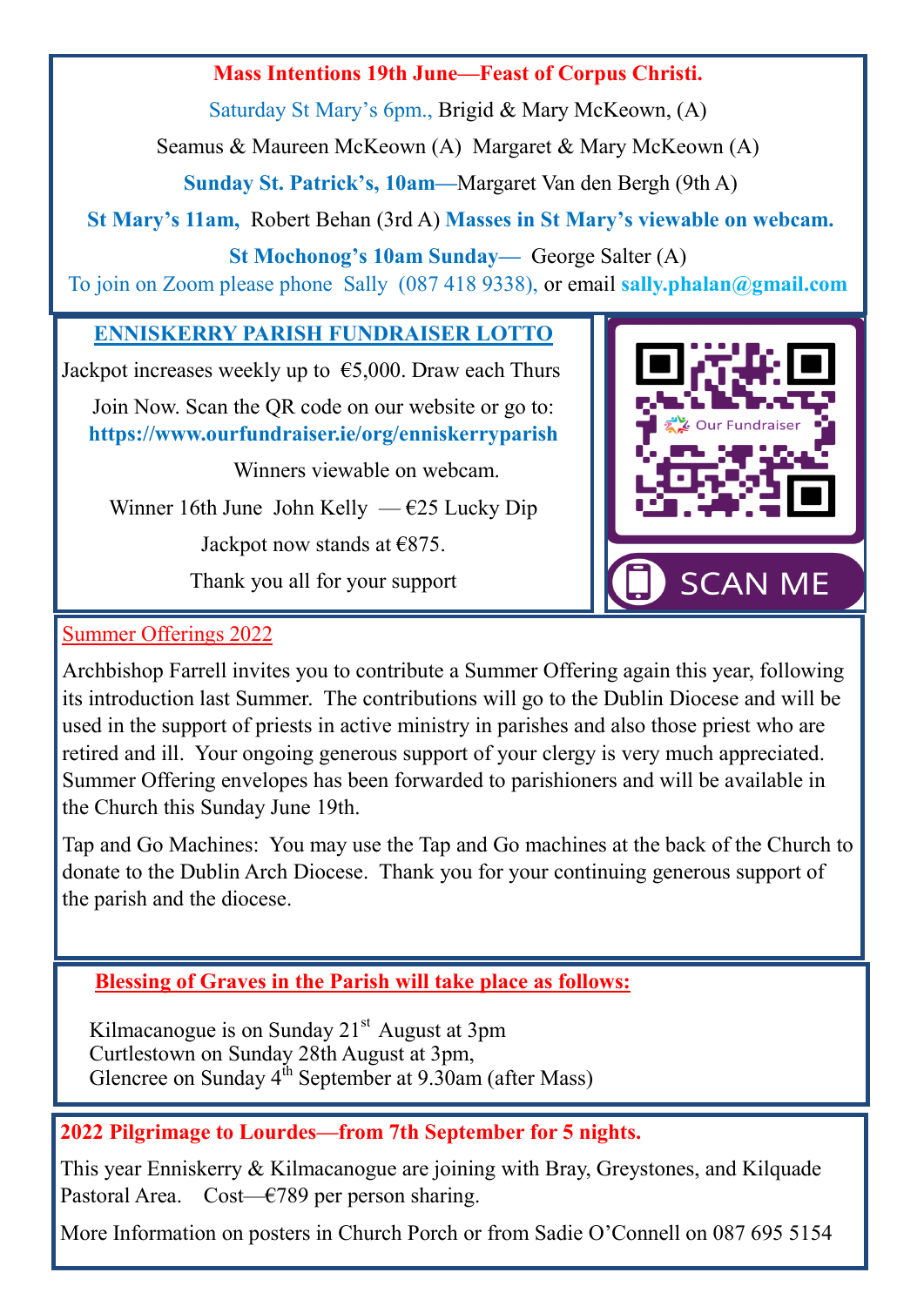**Mass Intentions 19th June—Feast of Corpus Christi.**

Saturday St Mary's 6pm., Brigid & Mary McKeown, (A)

Seamus & Maureen McKeown (A) Margaret & Mary McKeown (A)

**Sunday St. Patrick's, 10am—**Margaret Van den Bergh (9th A)

**St Mary's 11am,** Robert Behan (3rd A) **Masses in St Mary's viewable on webcam.**

**St Mochonog's 10am Sunday—** George Salter (A)

To join on Zoom please phone Sally (087 418 9338), or email **sally.phalan@gmail.com**

## ENNISKERRY PARISH FUNDRAISER LOTTO

Jackpot increases weekly up to €5,000. Draw each Thurs

Join Now. Scan the QR code on our website or go to: **https://www.ourfundraiser.ie/org/enniskerryparish**

Winners viewable on webcam.

Winner 16th June John Kelly — €25 Lucky Dip

Jackpot now stands at €875.

Thank you all for your support

Our Fundraiser

SCAN ME

## Summer Offerings 2022

Archbishop Farrell invites you to contribute a Summer Offering again this year, following its introduction last Summer. The contributions will go to the Dublin Diocese and will be used in the support of priests in active ministry in parishes and also those priest who are retired and ill. Your ongoing generous support of your clergy is very much appreciated. Summer Offering envelopes has been forwarded to parishioners and will be available in the Church this Sunday June 19th.

Tap and Go Machines: You may use the Tap and Go machines at the back of the Church to donate to the Dublin Arch Diocese. Thank you for your continuing generous support of the parish and the diocese.

## Blessing of Graves in the Parish will take place as follows:

Kilmacanogue is on Sunday 21st August at 3pm
Curtlestown on Sunday 28th August at 3pm,
Glencree on Sunday 4th September at 9.30am (after Mass)

## 2022 Pilgrimage to Lourdes—from 7th September for 5 nights.

This year Enniskerry & Kilmacanogue are joining with Bray, Greystones, and Kilquade Pastoral Area. Cost—€789 per person sharing.

More Information on posters in Church Porch or from Sadie O'Connell on 087 695 5154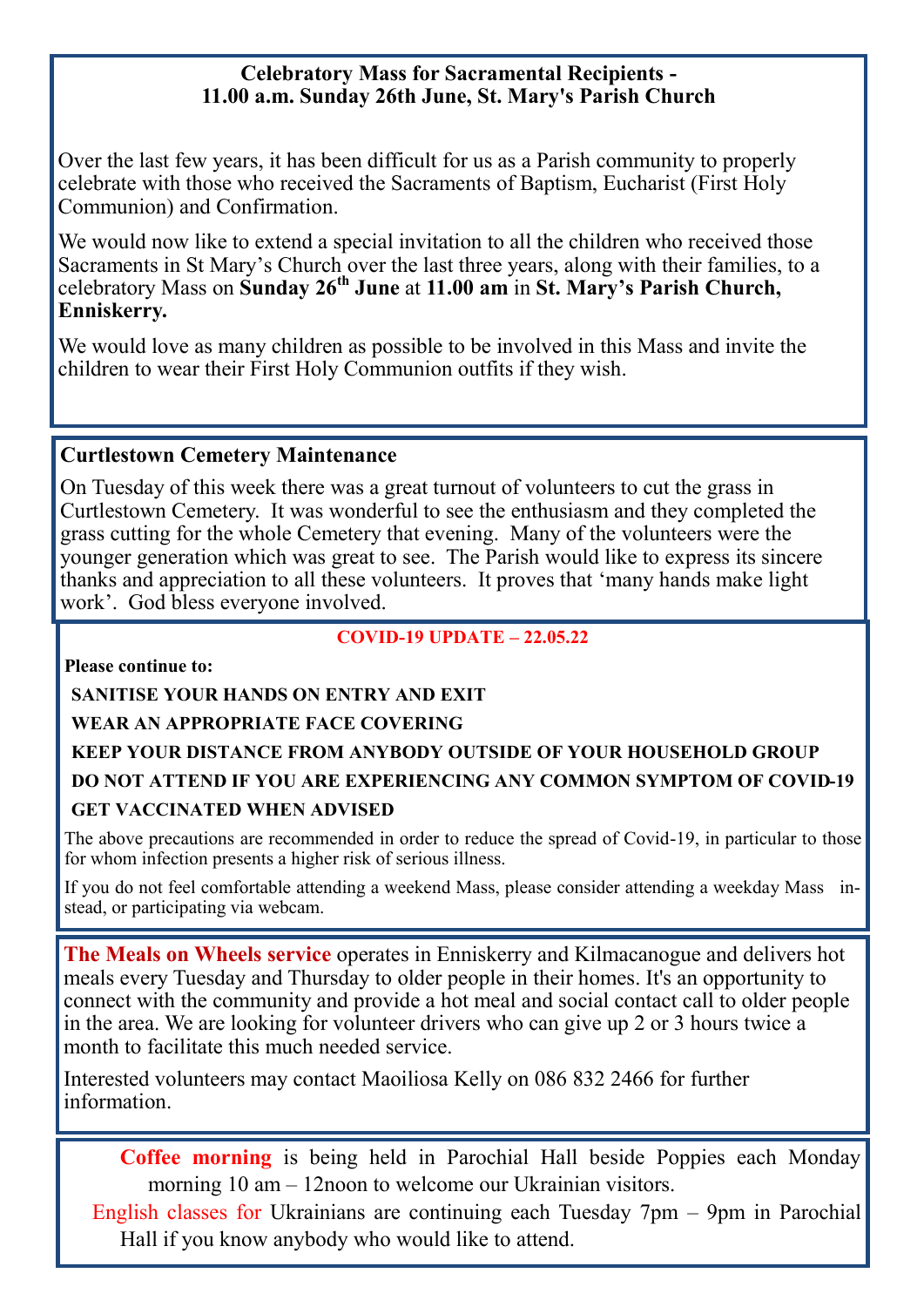## Celebratory Mass for Sacramental Recipients - 11.00 a.m. Sunday 26th June, St. Mary's Parish Church

Over the last few years, it has been difficult for us as a Parish community to properly celebrate with those who received the Sacraments of Baptism, Eucharist (First Holy Communion) and Confirmation.

We would now like to extend a special invitation to all the children who received those Sacraments in St Mary's Church over the last three years, along with their families, to a celebratory Mass on **Sunday 26th June** at **11.00 am** in **St. Mary's Parish Church, Enniskerry.**

We would love as many children as possible to be involved in this Mass and invite the children to wear their First Holy Communion outfits if they wish.

## Curtlestown Cemetery Maintenance

On Tuesday of this week there was a great turnout of volunteers to cut the grass in Curtlestown Cemetery. It was wonderful to see the enthusiasm and they completed the grass cutting for the whole Cemetery that evening. Many of the volunteers were the younger generation which was great to see. The Parish would like to express its sincere thanks and appreciation to all these volunteers. It proves that 'many hands make light work'. God bless everyone involved.

## COVID-19 UPDATE – 22.05.22

**Please continue to:**

**SANITISE YOUR HANDS ON ENTRY AND EXIT**

**WEAR AN APPROPRIATE FACE COVERING**

**KEEP YOUR DISTANCE FROM ANYBODY OUTSIDE OF YOUR HOUSEHOLD GROUP**

**DO NOT ATTEND IF YOU ARE EXPERIENCING ANY COMMON SYMPTOM OF COVID-19**

**GET VACCINATED WHEN ADVISED**

The above precautions are recommended in order to reduce the spread of Covid-19, in particular to those for whom infection presents a higher risk of serious illness.

If you do not feel comfortable attending a weekend Mass, please consider attending a weekday Mass instead, or participating via webcam.

**The Meals on Wheels service** operates in Enniskerry and Kilmacanogue and delivers hot meals every Tuesday and Thursday to older people in their homes. It's an opportunity to connect with the community and provide a hot meal and social contact call to older people in the area. We are looking for volunteer drivers who can give up 2 or 3 hours twice a month to facilitate this much needed service.

Interested volunteers may contact Maoiliosa Kelly on 086 832 2466 for further information.

**Coffee morning** is being held in Parochial Hall beside Poppies each Monday morning 10 am – 12noon to welcome our Ukrainian visitors.

English classes for Ukrainians are continuing each Tuesday 7pm – 9pm in Parochial Hall if you know anybody who would like to attend.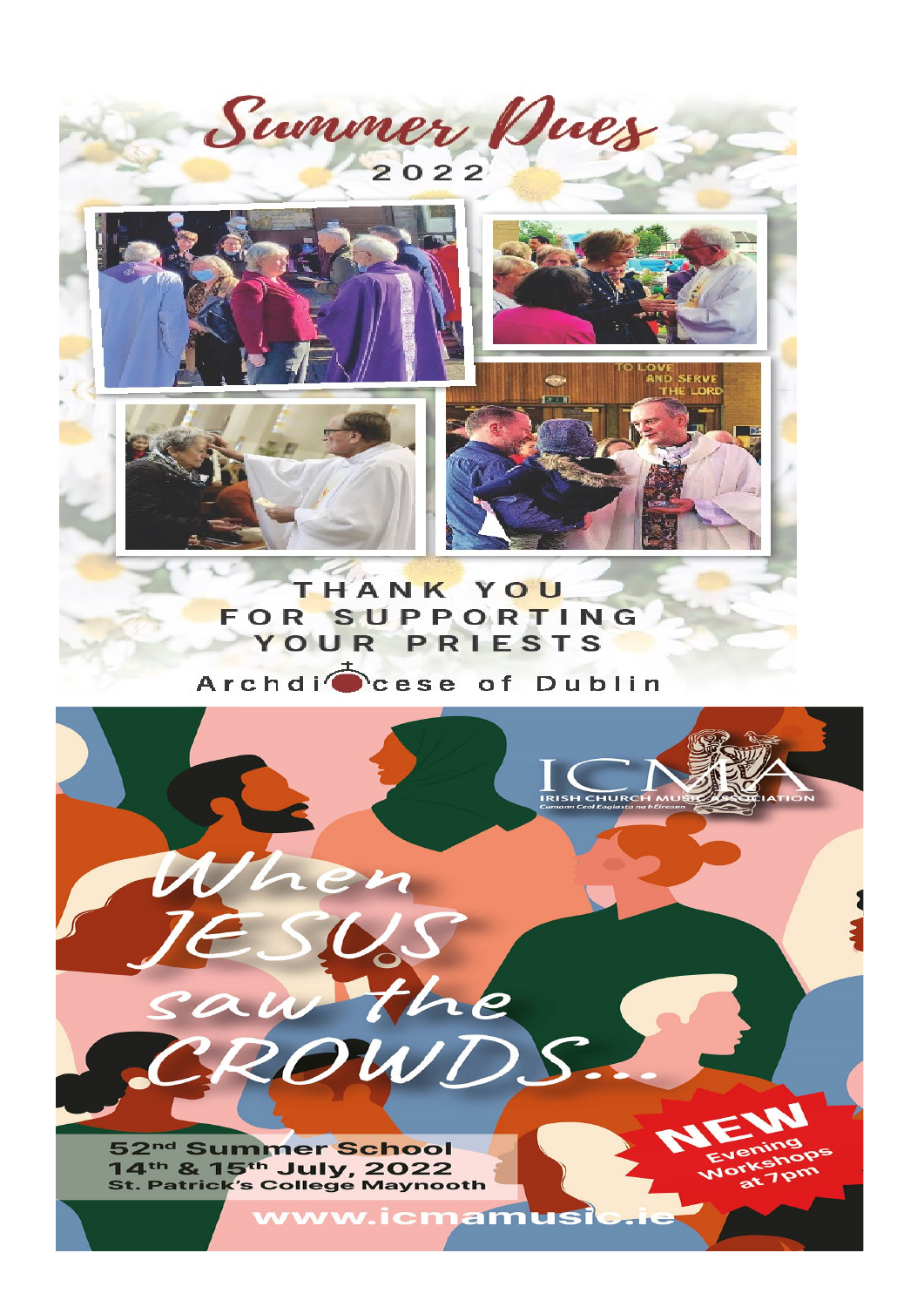# Summer Dues

2022

THANK YOU
FOR SUPPORTING
YOUR PRIESTS

Archdiocese of Dublin

ICMA
IRISH CHURCH MUSIC ASSOCIATION
Cumann Ceol Eaglaise na hÉireann

*When JESUS saw the CROWDS...*

**52nd Summer School**
**14th & 15th July, 2022**
**St. Patrick's College Maynooth**

**NEW** Evening Workshops at 7pm

**www.icmamusic.ie**